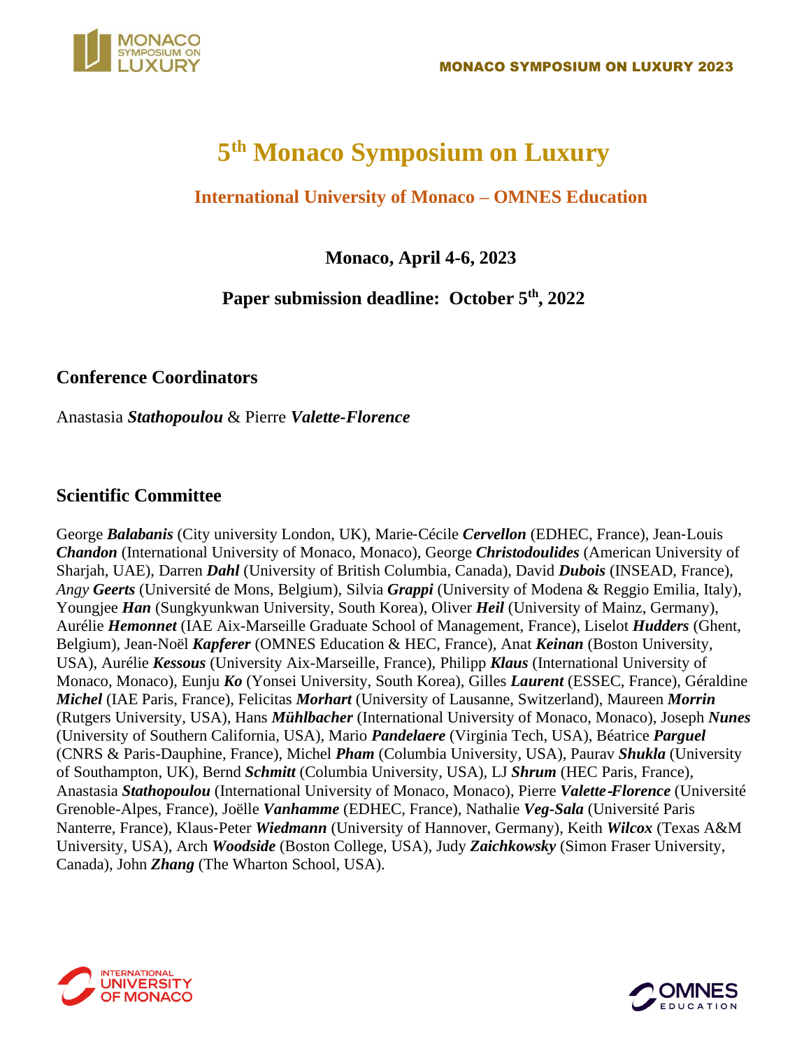# 5th Monaco Symposium on Luxury

### International University of Monaco – OMNES Education

**Monaco, April 4-6, 2023**

**Paper submission deadline: October 5th, 2022**

## Conference Coordinators

Anastasia ***Stathopoulou*** & Pierre ***Valette-Florence***

## Scientific Committee

George ***Balabanis*** (City university London, UK), Marie-Cécile ***Cervellon*** (EDHEC, France), Jean-Louis ***Chandon*** (International University of Monaco, Monaco), George ***Christodoulides*** (American University of Sharjah, UAE), Darren ***Dahl*** (University of British Columbia, Canada), David ***Dubois*** (INSEAD, France), *Angy* ***Geerts*** (Université de Mons, Belgium), Silvia ***Grappi*** (University of Modena & Reggio Emilia, Italy), Youngjee ***Han*** (Sungkyunkwan University, South Korea), Oliver ***Heil*** (University of Mainz, Germany), Aurélie ***Hemonnet*** (IAE Aix-Marseille Graduate School of Management, France), Liselot ***Hudders*** (Ghent, Belgium), Jean-Noël ***Kapferer*** (OMNES Education & HEC, France), Anat ***Keinan*** (Boston University, USA), Aurélie ***Kessous*** (University Aix-Marseille, France), Philipp ***Klaus*** (International University of Monaco, Monaco), Eunju ***Ko*** (Yonsei University, South Korea), Gilles ***Laurent*** (ESSEC, France), Géraldine ***Michel*** (IAE Paris, France), Felicitas ***Morhart*** (University of Lausanne, Switzerland), Maureen ***Morrin*** (Rutgers University, USA), Hans ***Mühlbacher*** (International University of Monaco, Monaco), Joseph ***Nunes*** (University of Southern California, USA), Mario ***Pandelaere*** (Virginia Tech, USA), Béatrice ***Parguel*** (CNRS & Paris-Dauphine, France), Michel ***Pham*** (Columbia University, USA), Paurav ***Shukla*** (University of Southampton, UK), Bernd ***Schmitt*** (Columbia University, USA), LJ ***Shrum*** (HEC Paris, France), Anastasia ***Stathopoulou*** (International University of Monaco, Monaco), Pierre ***Valette-Florence*** (Université Grenoble-Alpes, France), Joëlle ***Vanhamme*** (EDHEC, France), Nathalie ***Veg-Sala*** (Université Paris Nanterre, France), Klaus-Peter ***Wiedmann*** (University of Hannover, Germany), Keith ***Wilcox*** (Texas A&M University, USA), Arch ***Woodside*** (Boston College, USA), Judy ***Zaichkowsky*** (Simon Fraser University, Canada), John ***Zhang*** (The Wharton School, USA).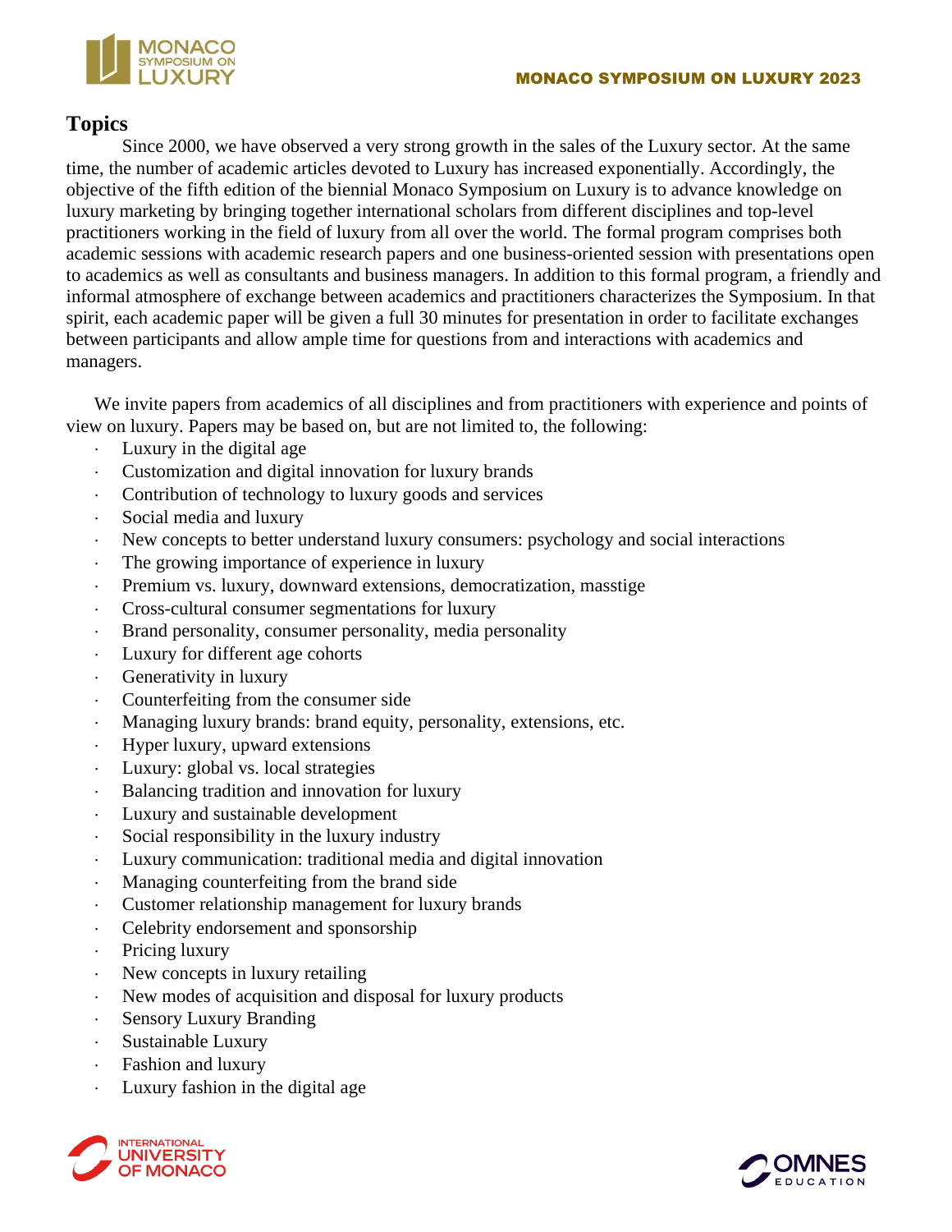## Topics

Since 2000, we have observed a very strong growth in the sales of the Luxury sector. At the same time, the number of academic articles devoted to Luxury has increased exponentially. Accordingly, the objective of the fifth edition of the biennial Monaco Symposium on Luxury is to advance knowledge on luxury marketing by bringing together international scholars from different disciplines and top-level practitioners working in the field of luxury from all over the world. The formal program comprises both academic sessions with academic research papers and one business-oriented session with presentations open to academics as well as consultants and business managers. In addition to this formal program, a friendly and informal atmosphere of exchange between academics and practitioners characterizes the Symposium. In that spirit, each academic paper will be given a full 30 minutes for presentation in order to facilitate exchanges between participants and allow ample time for questions from and interactions with academics and managers.

We invite papers from academics of all disciplines and from practitioners with experience and points of view on luxury. Papers may be based on, but are not limited to, the following:

- Luxury in the digital age
- Customization and digital innovation for luxury brands
- Contribution of technology to luxury goods and services
- Social media and luxury
- New concepts to better understand luxury consumers: psychology and social interactions
- The growing importance of experience in luxury
- Premium vs. luxury, downward extensions, democratization, masstige
- Cross-cultural consumer segmentations for luxury
- Brand personality, consumer personality, media personality
- Luxury for different age cohorts
- Generativity in luxury
- Counterfeiting from the consumer side
- Managing luxury brands: brand equity, personality, extensions, etc.
- Hyper luxury, upward extensions
- Luxury: global vs. local strategies
- Balancing tradition and innovation for luxury
- Luxury and sustainable development
- Social responsibility in the luxury industry
- Luxury communication: traditional media and digital innovation
- Managing counterfeiting from the brand side
- Customer relationship management for luxury brands
- Celebrity endorsement and sponsorship
- Pricing luxury
- New concepts in luxury retailing
- New modes of acquisition and disposal for luxury products
- Sensory Luxury Branding
- Sustainable Luxury
- Fashion and luxury
- Luxury fashion in the digital age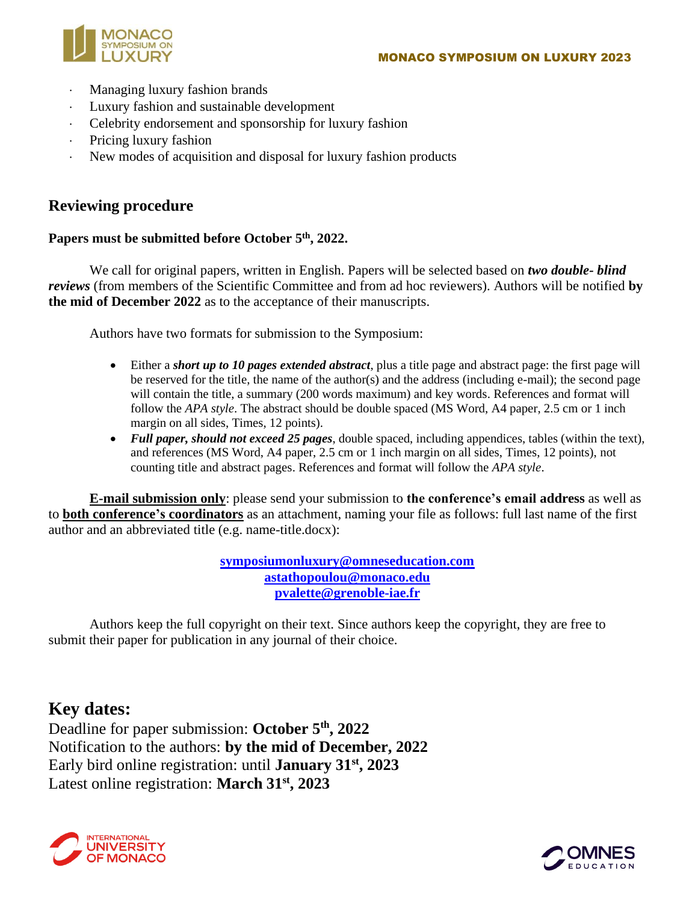- Managing luxury fashion brands
- Luxury fashion and sustainable development
- Celebrity endorsement and sponsorship for luxury fashion
- Pricing luxury fashion
- New modes of acquisition and disposal for luxury fashion products

## Reviewing procedure

**Papers must be submitted before October 5th, 2022.**

We call for original papers, written in English. Papers will be selected based on ***two double- blind reviews*** (from members of the Scientific Committee and from ad hoc reviewers). Authors will be notified **by the mid of December 2022** as to the acceptance of their manuscripts.

Authors have two formats for submission to the Symposium:

- Either a ***short up to 10 pages extended abstract***, plus a title page and abstract page: the first page will be reserved for the title, the name of the author(s) and the address (including e-mail); the second page will contain the title, a summary (200 words maximum) and key words. References and format will follow the *APA style*. The abstract should be double spaced (MS Word, A4 paper, 2.5 cm or 1 inch margin on all sides, Times, 12 points).
- ***Full paper, should not exceed 25 pages***, double spaced, including appendices, tables (within the text), and references (MS Word, A4 paper, 2.5 cm or 1 inch margin on all sides, Times, 12 points), not counting title and abstract pages. References and format will follow the *APA style*.

**E-mail submission only**: please send your submission to **the conference's email address** as well as to **both conference's coordinators** as an attachment, naming your file as follows: full last name of the first author and an abbreviated title (e.g. name-title.docx):

**symposiumonluxury@omneseducation.com**
**astathopoulou@monaco.edu**
**pvalette@grenoble-iae.fr**

Authors keep the full copyright on their text. Since authors keep the copyright, they are free to submit their paper for publication in any journal of their choice.

## Key dates:

Deadline for paper submission: **October 5th, 2022**
Notification to the authors: **by the mid of December, 2022**
Early bird online registration: until **January 31st, 2023**
Latest online registration: **March 31st, 2023**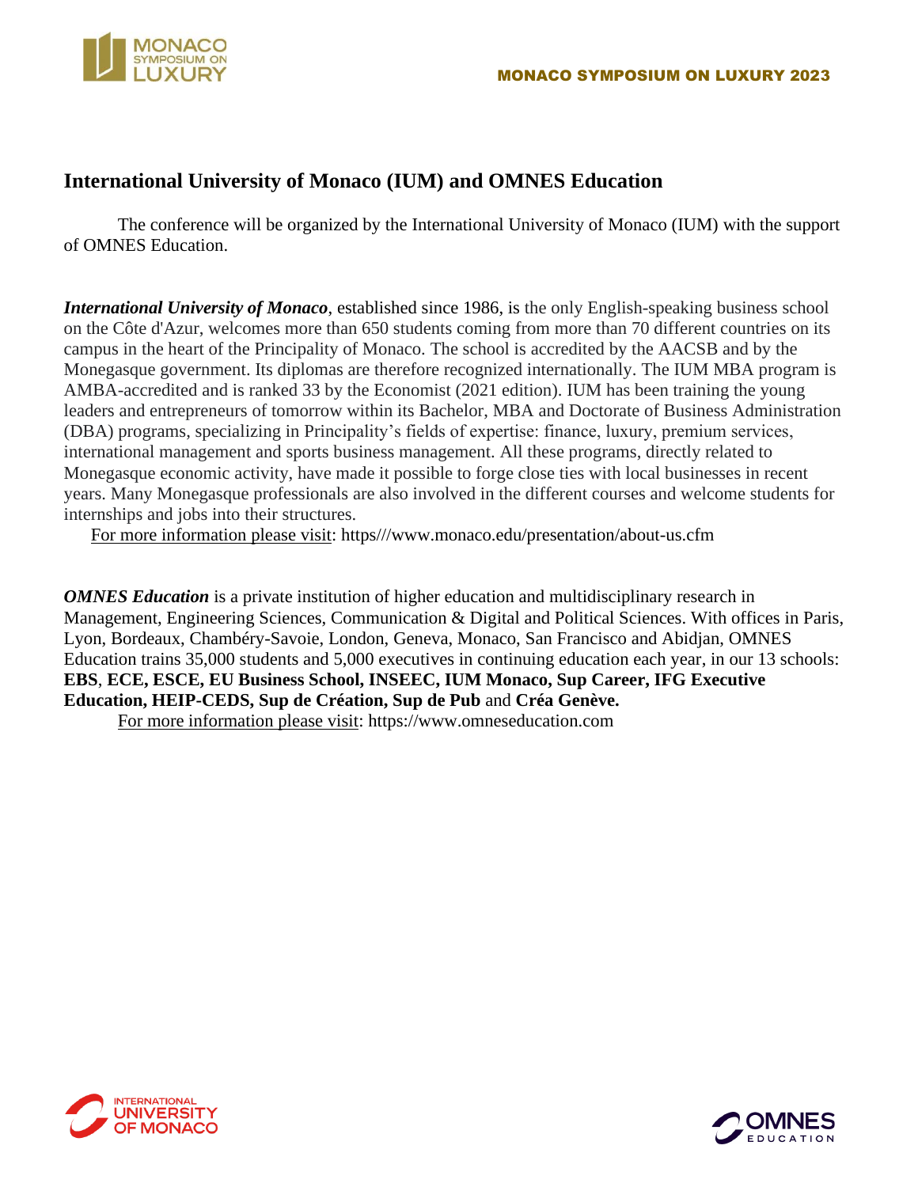## International University of Monaco (IUM) and OMNES Education

The conference will be organized by the International University of Monaco (IUM) with the support of OMNES Education.

***International University of Monaco***, established since 1986, is the only English-speaking business school on the Côte d'Azur, welcomes more than 650 students coming from more than 70 different countries on its campus in the heart of the Principality of Monaco. The school is accredited by the AACSB and by the Monegasque government. Its diplomas are therefore recognized internationally. The IUM MBA program is AMBA-accredited and is ranked 33 by the Economist (2021 edition). IUM has been training the young leaders and entrepreneurs of tomorrow within its Bachelor, MBA and Doctorate of Business Administration (DBA) programs, specializing in Principality's fields of expertise: finance, luxury, premium services, international management and sports business management. All these programs, directly related to Monegasque economic activity, have made it possible to forge close ties with local businesses in recent years. Many Monegasque professionals are also involved in the different courses and welcome students for internships and jobs into their structures.

For more information please visit: https///www.monaco.edu/presentation/about-us.cfm

***OMNES Education*** is a private institution of higher education and multidisciplinary research in Management, Engineering Sciences, Communication & Digital and Political Sciences. With offices in Paris, Lyon, Bordeaux, Chambéry-Savoie, London, Geneva, Monaco, San Francisco and Abidjan, OMNES Education trains 35,000 students and 5,000 executives in continuing education each year, in our 13 schools: **EBS**, **ECE, ESCE, EU Business School, INSEEC, IUM Monaco, Sup Career, IFG Executive Education, HEIP-CEDS, Sup de Création, Sup de Pub** and **Créa Genève.**

For more information please visit: https://www.omneseducation.com